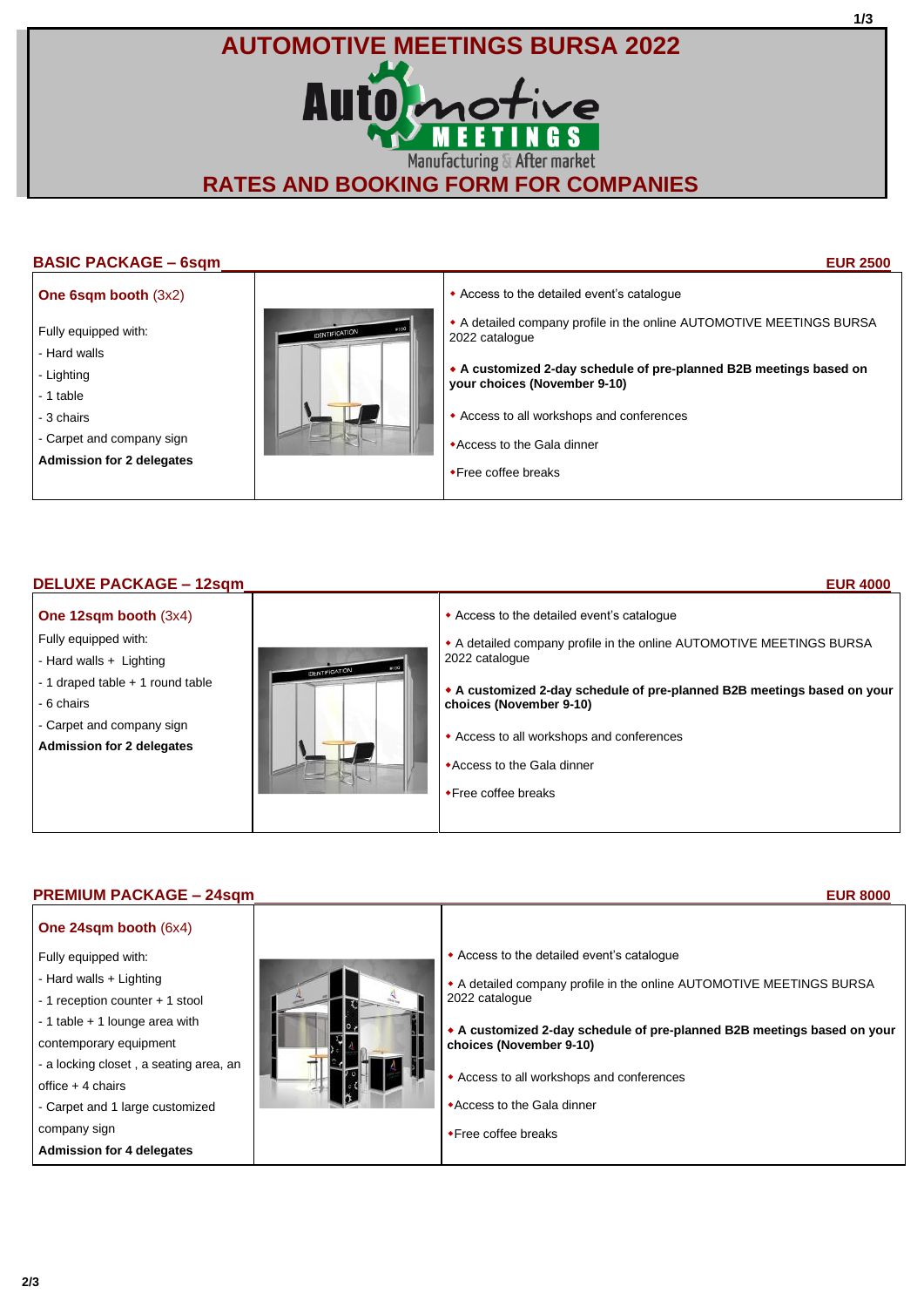# AUTOMOTIVE MEETINGS BURSA 2022

## RATES AND BOOKING FORM FOR COMPANIES

### BASIC PACKAGE – 6sqm — EUR 2500

**One 6sqm booth** (3x2)

Fully equipped with:
- Hard walls
- Lighting
- 1 table
- 3 chairs
- Carpet and company sign

**Admission for 2 delegates**

- Access to the detailed event's catalogue
- A detailed company profile in the online AUTOMOTIVE MEETINGS BURSA 2022 catalogue
- **A customized 2-day schedule of pre-planned B2B meetings based on your choices (November 9-10)**
- Access to all workshops and conferences
- Access to the Gala dinner
- Free coffee breaks

### DELUXE PACKAGE – 12sqm — EUR 4000

**One 12sqm booth** (3x4)

Fully equipped with:
- Hard walls + Lighting
- 1 draped table + 1 round table
- 6 chairs
- Carpet and company sign

**Admission for 2 delegates**

- Access to the detailed event's catalogue
- A detailed company profile in the online AUTOMOTIVE MEETINGS BURSA 2022 catalogue
- **A customized 2-day schedule of pre-planned B2B meetings based on your choices (November 9-10)**
- Access to all workshops and conferences
- Access to the Gala dinner
- Free coffee breaks

### PREMIUM PACKAGE – 24sqm — EUR 8000

**One 24sqm booth** (6x4)

Fully equipped with:
- Hard walls + Lighting
- 1 reception counter + 1 stool
- 1 table + 1 lounge area with contemporary equipment
- a locking closet , a seating area, an office + 4 chairs
- Carpet and 1 large customized company sign

**Admission for 4 delegates**

- Access to the detailed event's catalogue
- A detailed company profile in the online AUTOMOTIVE MEETINGS BURSA 2022 catalogue
- **A customized 2-day schedule of pre-planned B2B meetings based on your choices (November 9-10)**
- Access to all workshops and conferences
- Access to the Gala dinner
- Free coffee breaks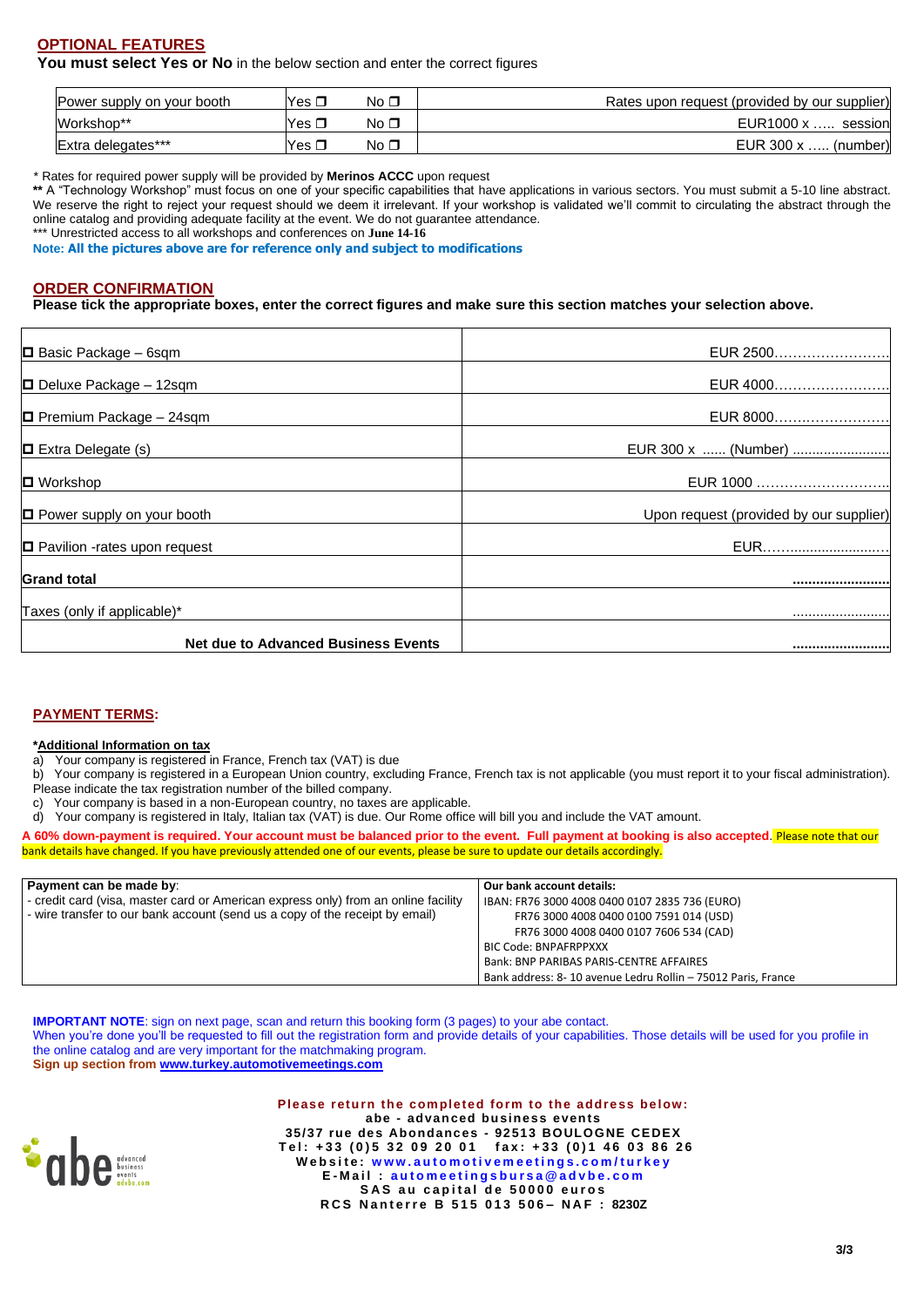## OPTIONAL FEATURES

**You must select Yes or No** in the below section and enter the correct figures

| | | | |
|---|---|---|---|
| Power supply on your booth | Yes ❐ | No ❐ | Rates upon request (provided by our supplier) |
| Workshop** | Yes ❐ | No ❐ | EUR1000 x ….. session |
| Extra delegates*** | Yes ❐ | No ❐ | EUR 300 x ….. (number) |

* Rates for required power supply will be provided by **Merinos ACCC** upon request

**\*\*** A "Technology Workshop" must focus on one of your specific capabilities that have applications in various sectors. You must submit a 5-10 line abstract. We reserve the right to reject your request should we deem it irrelevant. If your workshop is validated we'll commit to circulating the abstract through the online catalog and providing adequate facility at the event. We do not guarantee attendance.

*** Unrestricted access to all workshops and conferences on **June 14-16**

**Note: All the pictures above are for reference only and subject to modifications**

## ORDER CONFIRMATION

**Please tick the appropriate boxes, enter the correct figures and make sure this section matches your selection above.**

| | |
|---|---|
| ◘ Basic Package – 6sqm | EUR 2500…………………… |
| ◘ Deluxe Package – 12sqm | EUR 4000…………………… |
| ◘ Premium Package – 24sqm | EUR 8000…………………… |
| ◘ Extra Delegate (s) | EUR 300 x ...... (Number) ......................... |
| ◘ Workshop | EUR 1000 ……………………… |
| ◘ Power supply on your booth | Upon request (provided by our supplier) |
| ◘ Pavilion -rates upon request | EUR…......................... |
| **Grand total** | **.........................** |
| Taxes (only if applicable)* | ......................... |
| **Net due to Advanced Business Events** | **.........................** |

## PAYMENT TERMS:

***Additional Information on tax**

a) Your company is registered in France, French tax (VAT) is due

b) Your company is registered in a European Union country, excluding France, French tax is not applicable (you must report it to your fiscal administration). Please indicate the tax registration number of the billed company.

c) Your company is based in a non-European country, no taxes are applicable.

d) Your company is registered in Italy, Italian tax (VAT) is due. Our Rome office will bill you and include the VAT amount.

**A 60% down-payment is required. Your account must be balanced prior to the event. Full payment at booking is also accepted.** Please note that our bank details have changed. If you have previously attended one of our events, please be sure to update our details accordingly.

| **Payment can be made by**: | **Our bank account details:** |
|---|---|
| - credit card (visa, master card or American express only) from an online facility<br>- wire transfer to our bank account (send us a copy of the receipt by email) | IBAN: FR76 3000 4008 0400 0107 2835 736 (EURO)<br>FR76 3000 4008 0400 0100 7591 014 (USD)<br>FR76 3000 4008 0400 0107 7606 534 (CAD)<br>BIC Code: BNPAFRPPXXX<br>Bank: BNP PARIBAS PARIS-CENTRE AFFAIRES<br>Bank address: 8- 10 avenue Ledru Rollin – 75012 Paris, France |

**IMPORTANT NOTE**: sign on next page, scan and return this booking form (3 pages) to your abe contact.
When you're done you'll be requested to fill out the registration form and provide details of your capabilities. Those details will be used for you profile in the online catalog and are very important for the matchmaking program.
**Sign up section from www.turkey.automotivemeetings.com**

**Please return the completed form to the address below:**
**abe - advanced business events**
**35/37 rue des Abondances - 92513 BOULOGNE CEDEX**
**Tel: +33 (0)5 32 09 20 01 fax: +33 (0)1 46 03 86 26**
**Website: www.automotivemeetings.com/turkey**
**E-Mail : automeetingsbursa@advbe.com**
**SAS au capital de 50000 euros**
**RCS Nanterre B 515 013 506– NAF : 8230Z**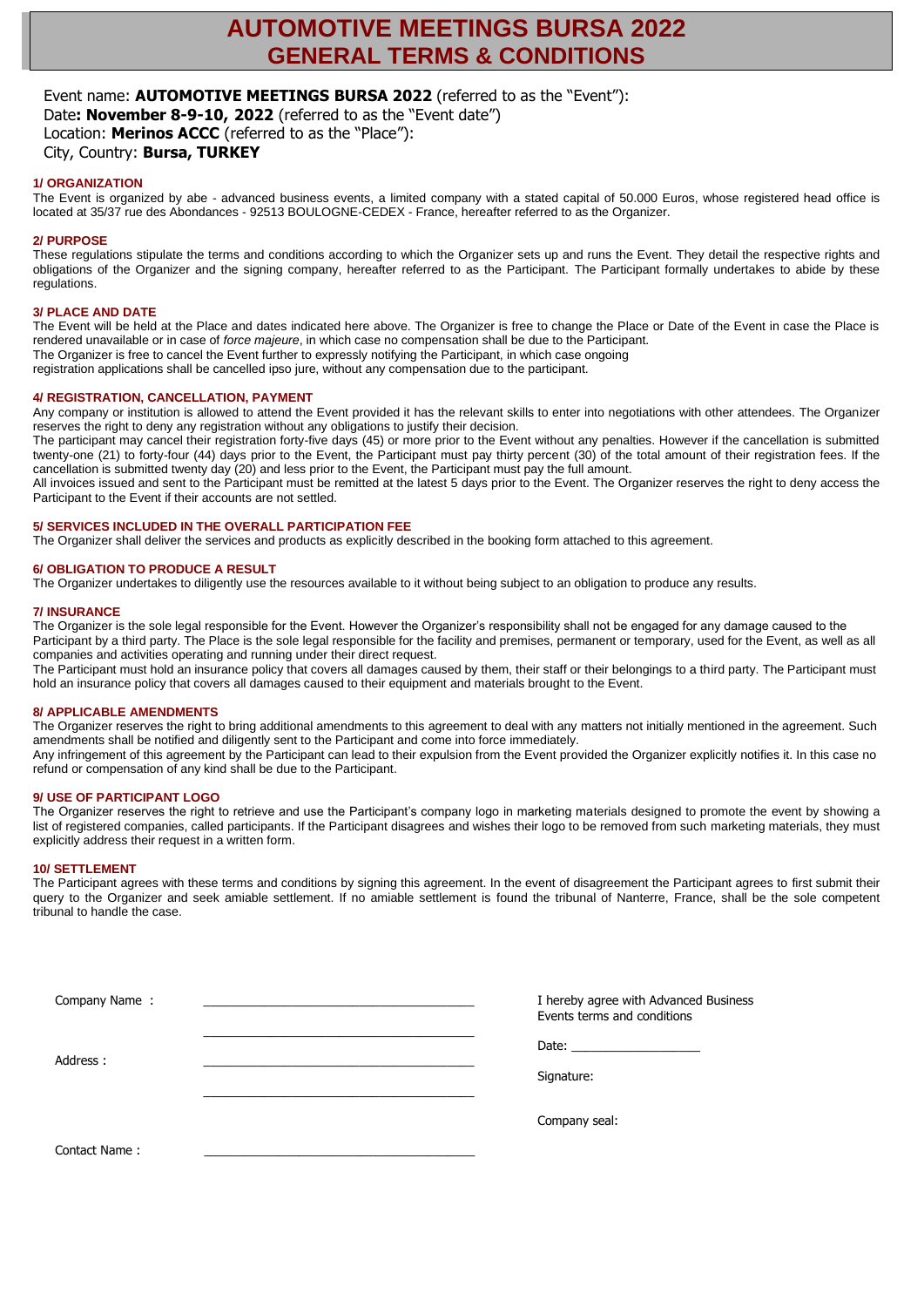# AUTOMOTIVE MEETINGS BURSA 2022
# GENERAL TERMS & CONDITIONS

Event name: **AUTOMOTIVE MEETINGS BURSA 2022** (referred to as the "Event"):
Date**: November 8-9-10, 2022** (referred to as the "Event date")
Location: **Merinos ACCC** (referred to as the "Place"):
City, Country: **Bursa, TURKEY**

### 1/ ORGANIZATION

The Event is organized by abe - advanced business events, a limited company with a stated capital of 50.000 Euros, whose registered head office is located at 35/37 rue des Abondances - 92513 BOULOGNE-CEDEX - France, hereafter referred to as the Organizer.

### 2/ PURPOSE

These regulations stipulate the terms and conditions according to which the Organizer sets up and runs the Event. They detail the respective rights and obligations of the Organizer and the signing company, hereafter referred to as the Participant. The Participant formally undertakes to abide by these regulations.

### 3/ PLACE AND DATE

The Event will be held at the Place and dates indicated here above. The Organizer is free to change the Place or Date of the Event in case the Place is rendered unavailable or in case of *force majeure*, in which case no compensation shall be due to the Participant.
The Organizer is free to cancel the Event further to expressly notifying the Participant, in which case ongoing registration applications shall be cancelled ipso jure, without any compensation due to the participant.

### 4/ REGISTRATION, CANCELLATION, PAYMENT

Any company or institution is allowed to attend the Event provided it has the relevant skills to enter into negotiations with other attendees. The Organizer reserves the right to deny any registration without any obligations to justify their decision.
The participant may cancel their registration forty-five days (45) or more prior to the Event without any penalties. However if the cancellation is submitted twenty-one (21) to forty-four (44) days prior to the Event, the Participant must pay thirty percent (30) of the total amount of their registration fees. If the cancellation is submitted twenty day (20) and less prior to the Event, the Participant must pay the full amount.
All invoices issued and sent to the Participant must be remitted at the latest 5 days prior to the Event. The Organizer reserves the right to deny access the Participant to the Event if their accounts are not settled.

### 5/ SERVICES INCLUDED IN THE OVERALL PARTICIPATION FEE

The Organizer shall deliver the services and products as explicitly described in the booking form attached to this agreement.

### 6/ OBLIGATION TO PRODUCE A RESULT

The Organizer undertakes to diligently use the resources available to it without being subject to an obligation to produce any results.

### 7/ INSURANCE

The Organizer is the sole legal responsible for the Event. However the Organizer's responsibility shall not be engaged for any damage caused to the Participant by a third party. The Place is the sole legal responsible for the facility and premises, permanent or temporary, used for the Event, as well as all companies and activities operating and running under their direct request.
The Participant must hold an insurance policy that covers all damages caused by them, their staff or their belongings to a third party. The Participant must hold an insurance policy that covers all damages caused to their equipment and materials brought to the Event.

### 8/ APPLICABLE AMENDMENTS

The Organizer reserves the right to bring additional amendments to this agreement to deal with any matters not initially mentioned in the agreement. Such amendments shall be notified and diligently sent to the Participant and come into force immediately.
Any infringement of this agreement by the Participant can lead to their expulsion from the Event provided the Organizer explicitly notifies it. In this case no refund or compensation of any kind shall be due to the Participant.

### 9/ USE OF PARTICIPANT LOGO

The Organizer reserves the right to retrieve and use the Participant's company logo in marketing materials designed to promote the event by showing a list of registered companies, called participants. If the Participant disagrees and wishes their logo to be removed from such marketing materials, they must explicitly address their request in a written form.

### 10/ SETTLEMENT

The Participant agrees with these terms and conditions by signing this agreement. In the event of disagreement the Participant agrees to first submit their query to the Organizer and seek amiable settlement. If no amiable settlement is found the tribunal of Nanterre, France, shall be the sole competent tribunal to handle the case.

Company Name : ________________________________________

________________________________________

Address : ________________________________________

________________________________________

Contact Name : ________________________________________

I hereby agree with Advanced Business Events terms and conditions

Date: ___________________

Signature:

Company seal: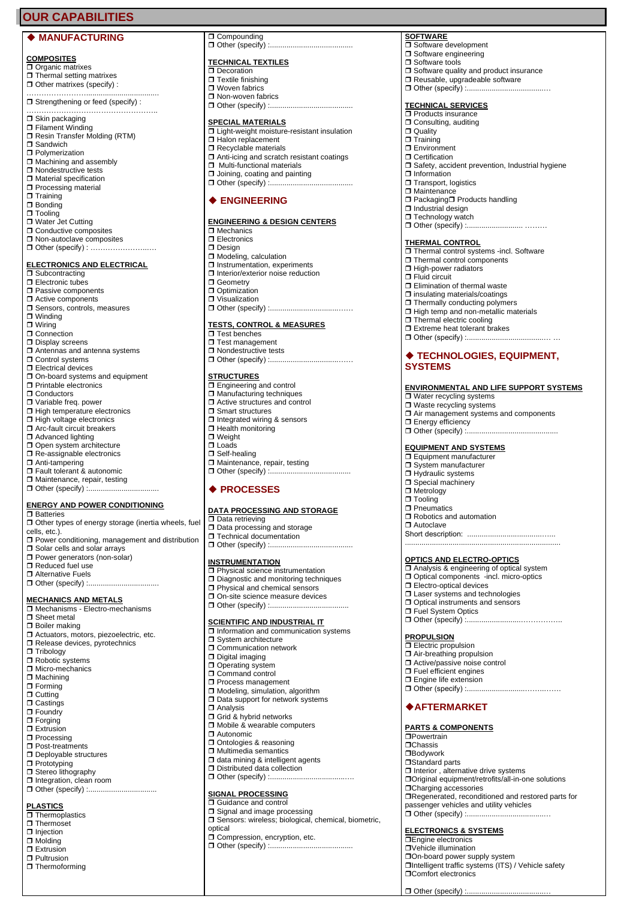# OUR CAPABILITIES

## ◆ MANUFACTURING

### COMPOSITES
- ❒ Organic matrixes
- ❒ Thermal setting matrixes
- ❒ Other matrixes (specify) : ……………………………………………
- ❒ Strengthening or feed (specify) : ……………………………………………
- ❒ Skin packaging
- ❒ Filament Winding
- ❒ Resin Transfer Molding (RTM)
- ❒ Sandwich
- ❒ Polymerization
- ❒ Machining and assembly
- ❒ Nondestructive tests
- ❒ Material specification
- ❒ Processing material
- ❒ Training
- ❒ Bonding
- ❒ Tooling
- ❒ Water Jet Cutting
- ❒ Conductive composites
- ❒ Non-autoclave composites
- ❒ Other (specify) : ……………………….

### ELECTRONICS AND ELECTRICAL
- ❒ Subcontracting
- ❒ Electronic tubes
- ❒ Passive components
- ❒ Active components
- ❒ Sensors, controls, measures
- ❒ Winding
- ❒ Wiring
- ❒ Connection
- ❒ Display screens
- ❒ Antennas and antenna systems
- ❒ Control systems
- ❒ Electrical devices
- ❒ On-board systems and equipment
- ❒ Printable electronics
- ❒ Conductors
- ❒ Variable freq. power
- ❒ High temperature electronics
- ❒ High voltage electronics
- ❒ Arc-fault circuit breakers
- ❒ Advanced lighting
- ❒ Open system architecture
- ❒ Re-assignable electronics
- ❒ Anti-tampering
- ❒ Fault tolerant & autonomic
- ❒ Maintenance, repair, testing
- ❒ Other (specify) :................................

### ENERGY AND POWER CONDITIONING
- ❒ Batteries
- ❒ Other types of energy storage (inertia wheels, fuel cells, etc.).
- ❒ Power conditioning, management and distribution
- ❒ Solar cells and solar arrays
- ❒ Power generators (non-solar)
- ❒ Reduced fuel use
- ❒ Alternative Fuels
- ❒ Other (specify) :................................

### MECHANICS AND METALS
- ❒ Mechanisms - Electro-mechanisms
- ❒ Sheet metal
- ❒ Boiler making
- ❒ Actuators, motors, piezoelectric, etc.
- ❒ Release devices, pyrotechnics
- ❒ Tribology
- ❒ Robotic systems
- ❒ Micro-mechanics
- ❒ Machining
- ❒ Forming
- ❒ Cutting
- ❒ Castings
- ❒ Foundry
- ❒ Forging
- ❒ Extrusion
- ❒ Processing
- ❒ Post-treatments
- ❒ Deployable structures
- ❒ Prototyping
- ❒ Stereo lithography
- ❒ Integration, clean room
- ❒ Other (specify) :...............................

### PLASTICS
- ❒ Thermoplastics
- ❒ Thermoset
- ❒ Injection
- ❒ Molding
- ❒ Extrusion
- ❒ Pultrusion
- ❒ Thermoforming
- ❒ Compounding
- ❒ Other (specify) :.......................................

### TECHNICAL TEXTILES
- ❒ Decoration
- ❒ Textile finishing
- ❒ Woven fabrics
- ❒ Non-woven fabrics
- ❒ Other (specify) :.......................................

### SPECIAL MATERIALS
- ❒ Light-weight moisture-resistant insulation
- ❒ Halon replacement
- ❒ Recyclable materials
- ❒ Anti-icing and scratch resistant coatings
- ❒ Multi-functional materials
- ❒ Joining, coating and painting
- ❒ Other (specify) :.......................................

## ◆ ENGINEERING

### ENGINEERING & DESIGN CENTERS
- ❒ Mechanics
- ❒ Electronics
- ❒ Design
- ❒ Modeling, calculation
- ❒ Instrumentation, experiments
- ❒ Interior/exterior noise reduction
- ❒ Geometry
- ❒ Optimization
- ❒ Visualization
- ❒ Other (specify) :.......................................

### TESTS, CONTROL & MEASURES
- ❒ Test benches
- ❒ Test management
- ❒ Nondestructive tests
- ❒ Other (specify) :.......................................

### STRUCTURES
- ❒ Engineering and control
- ❒ Manufacturing techniques
- ❒ Active structures and control
- ❒ Smart structures
- ❒ Integrated wiring & sensors
- ❒ Health monitoring
- ❒ Weight
- ❒ Loads
- ❒ Self-healing
- ❒ Maintenance, repair, testing
- ❒ Other (specify) :.......................................

## ◆ PROCESSES

### DATA PROCESSING AND STORAGE
- ❒ Data retrieving
- ❒ Data processing and storage
- ❒ Technical documentation
- ❒ Other (specify) :.......................................

### INSTRUMENTATION
- ❒ Physical science instrumentation
- ❒ Diagnostic and monitoring techniques
- ❒ Physical and chemical sensors
- ❒ On-site science measure devices
- ❒ Other (specify) :.....................................

### SCIENTIFIC AND INDUSTRIAL IT
- ❒ Information and communication systems
- ❒ System architecture
- ❒ Communication network
- ❒ Digital imaging
- ❒ Operating system
- ❒ Command control
- ❒ Process management
- ❒ Modeling, simulation, algorithm
- ❒ Data support for network systems
- ❒ Analysis
- ❒ Grid & hybrid networks
- ❒ Mobile & wearable computers
- ❒ Autonomic
- ❒ Ontologies & reasoning
- ❒ Multimedia semantics
- ❒ data mining & intelligent agents
- ❒ Distributed data collection
- ❒ Other (specify) :.......................................

### SIGNAL PROCESSING
- ❒ Guidance and control
- ❒ Signal and image processing
- ❒ Sensors: wireless; biological, chemical, biometric, optical
- ❒ Compression, encryption, etc.
- ❒ Other (specify) :.......................................

### SOFTWARE
- ❒ Software development
- ❒ Software engineering
- ❒ Software tools
- ❒ Software quality and product insurance
- ❒ Reusable, upgradeable software
- ❒ Other (specify) :.......................................

### TECHNICAL SERVICES
- ❒ Products insurance
- ❒ Consulting, auditing
- ❒ Quality
- ❒ Training
- ❒ Environment
- ❒ Certification
- ❒ Safety, accident prevention, Industrial hygiene
- ❒ Information
- ❒ Transport, logistics
- ❒ Maintenance
- ❒ Packaging ❒ Products handling
- ❒ Industrial design
- ❒ Technology watch
- ❒ Other (specify) :.......................... ………

### THERMAL CONTROL
- ❒ Thermal control systems -incl. Software
- ❒ Thermal control components
- ❒ High-power radiators
- ❒ Fluid circuit
- ❒ Elimination of thermal waste
- ❒ insulating materials/coatings
- ❒ Thermally conducting polymers
- ❒ High temp and non-metallic materials
- ❒ Thermal electric cooling
- ❒ Extreme heat tolerant brakes
- ❒ Other (specify) :....................................... …

## ◆ TECHNOLOGIES, EQUIPMENT, SYSTEMS

### ENVIRONMENTAL AND LIFE SUPPORT SYSTEMS
- ❒ Water recycling systems
- ❒ Waste recycling systems
- ❒ Air management systems and components
- ❒ Energy efficiency
- ❒ Other (specify) :...........................................

### EQUIPMENT AND SYSTEMS
- ❒ Equipment manufacturer
- ❒ System manufacturer
- ❒ Hydraulic systems
- ❒ Special machinery
- ❒ Metrology
- ❒ Tooling
- ❒ Pneumatics
- ❒ Robotics and automation
- ❒ Autoclave

Short description: ..........................................
..........................................................................

### OPTICS AND ELECTRO-OPTICS
- ❒ Analysis & engineering of optical system
- ❒ Optical components -incl. micro-optics
- ❒ Electro-optical devices
- ❒ Laser systems and technologies
- ❒ Optical instruments and sensors
- ❒ Fuel System Optics
- ❒ Other (specify) :.........................……………..

### PROPULSION
- ❒ Electric propulsion
- ❒ Air-breathing propulsion
- ❒ Active/passive noise control
- ❒ Fuel efficient engines
- ❒ Engine life extension
- ❒ Other (specify) :.........................……………

## ◆ AFTERMARKET

### PARTS & COMPONENTS
- ❒ Powertrain
- ❒ Chassis
- ❒ Bodywork
- ❒ Standard parts
- ❒ Interior , alternative drive systems
- ❒ Original equipment/retrofits/all-in-one solutions
- ❒ Charging accessories
- ❒ Regenerated, reconditioned and restored parts for passenger vehicles and utility vehicles
- ❒ Other (specify) :.......................................

### ELECTRONICS & SYSTEMS
- ❒ Engine electronics
- ❒ Vehicle illumination
- ❒ On-board power supply system
- ❒ Intelligent traffic systems (ITS) / Vehicle safety
- ❒ Comfort electronics
- ❒ Other (specify) :.......................................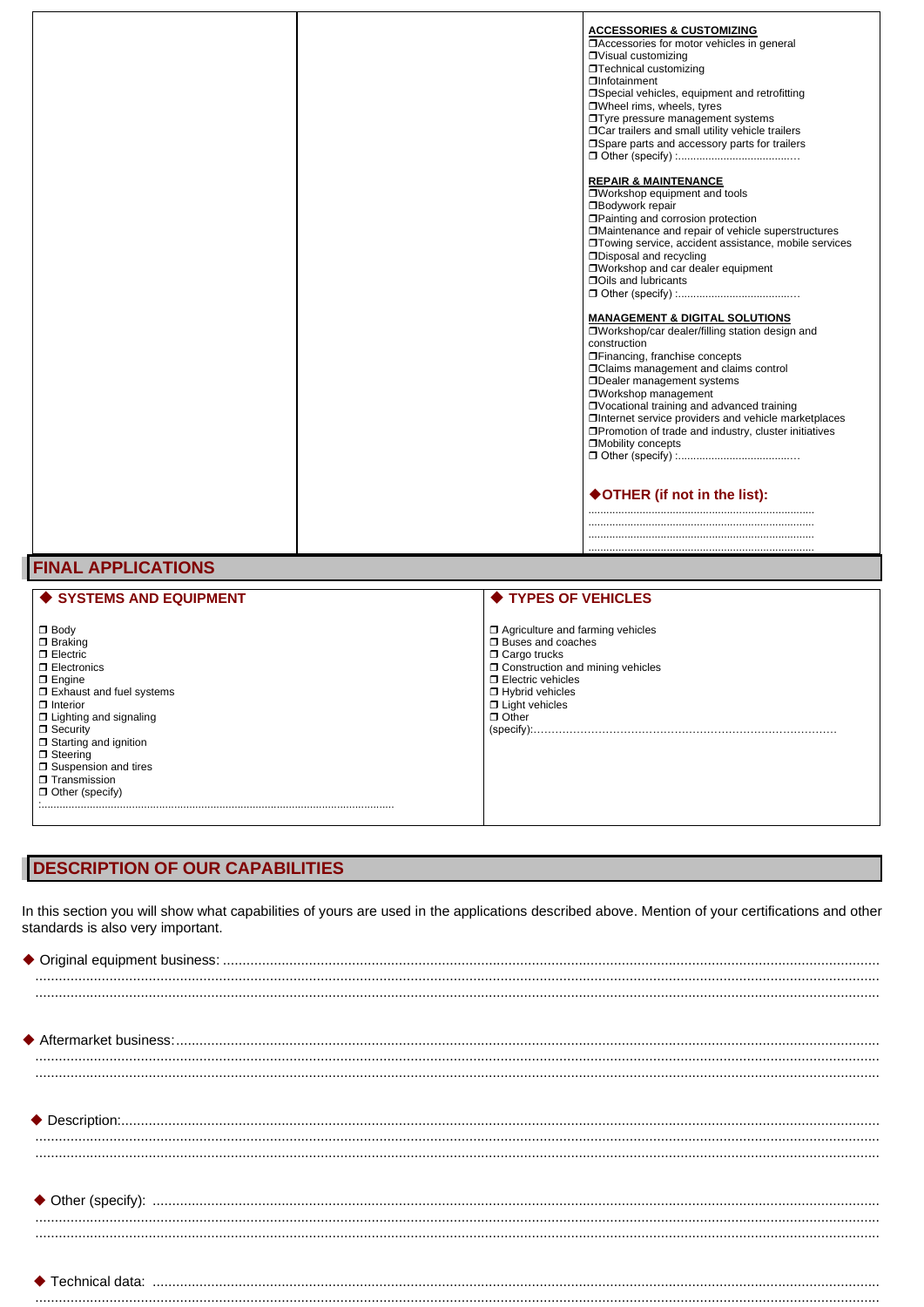**ACCESSORIES & CUSTOMIZING**

❒Accessories for motor vehicles in general
❒Visual customizing
❒Technical customizing
❒Infotainment
❒Special vehicles, equipment and retrofitting
❒Wheel rims, wheels, tyres
❒Tyre pressure management systems
❒Car trailers and small utility vehicle trailers
❒Spare parts and accessory parts for trailers
❒ Other (specify) :.......................................

**REPAIR & MAINTENANCE**

❒Workshop equipment and tools
❒Bodywork repair
❒Painting and corrosion protection
❒Maintenance and repair of vehicle superstructures
❒Towing service, accident assistance, mobile services
❒Disposal and recycling
❒Workshop and car dealer equipment
❒Oils and lubricants
❒ Other (specify) :.......................................

**MANAGEMENT & DIGITAL SOLUTIONS**

❒Workshop/car dealer/filling station design and construction
❒Financing, franchise concepts
❒Claims management and claims control
❒Dealer management systems
❒Workshop management
❒Vocational training and advanced training
❒Internet service providers and vehicle marketplaces
❒Promotion of trade and industry, cluster initiatives
❒Mobility concepts
❒ Other (specify) :.......................................

**◆OTHER (if not in the list):**

.........................................................................
.........................................................................
.........................................................................
.........................................................................

## FINAL APPLICATIONS

**◆ SYSTEMS AND EQUIPMENT**

❒ Body
❒ Braking
❒ Electric
❒ Electronics
❒ Engine
❒ Exhaust and fuel systems
❒ Interior
❒ Lighting and signaling
❒ Security
❒ Starting and ignition
❒ Steering
❒ Suspension and tires
❒ Transmission
❒ Other (specify)
:.................................................................................................................

**◆ TYPES OF VEHICLES**

❒ Agriculture and farming vehicles
❒ Buses and coaches
❒ Cargo trucks
❒ Construction and mining vehicles
❒ Electric vehicles
❒ Hybrid vehicles
❒ Light vehicles
❒ Other
(specify):....................................................................................

## DESCRIPTION OF OUR CAPABILITIES

In this section you will show what capabilities of yours are used in the applications described above. Mention of your certifications and other standards is also very important.

◆ Original equipment business: ..........................................................................................................................................
..........................................................................................................................................
..........................................................................................................................................

◆ Aftermarket business:..........................................................................................................................................
..........................................................................................................................................
..........................................................................................................................................

◆ Description:..........................................................................................................................................
..........................................................................................................................................
..........................................................................................................................................

◆ Other (specify): ..........................................................................................................................................
..........................................................................................................................................
..........................................................................................................................................

◆ Technical data: ..........................................................................................................................................
..........................................................................................................................................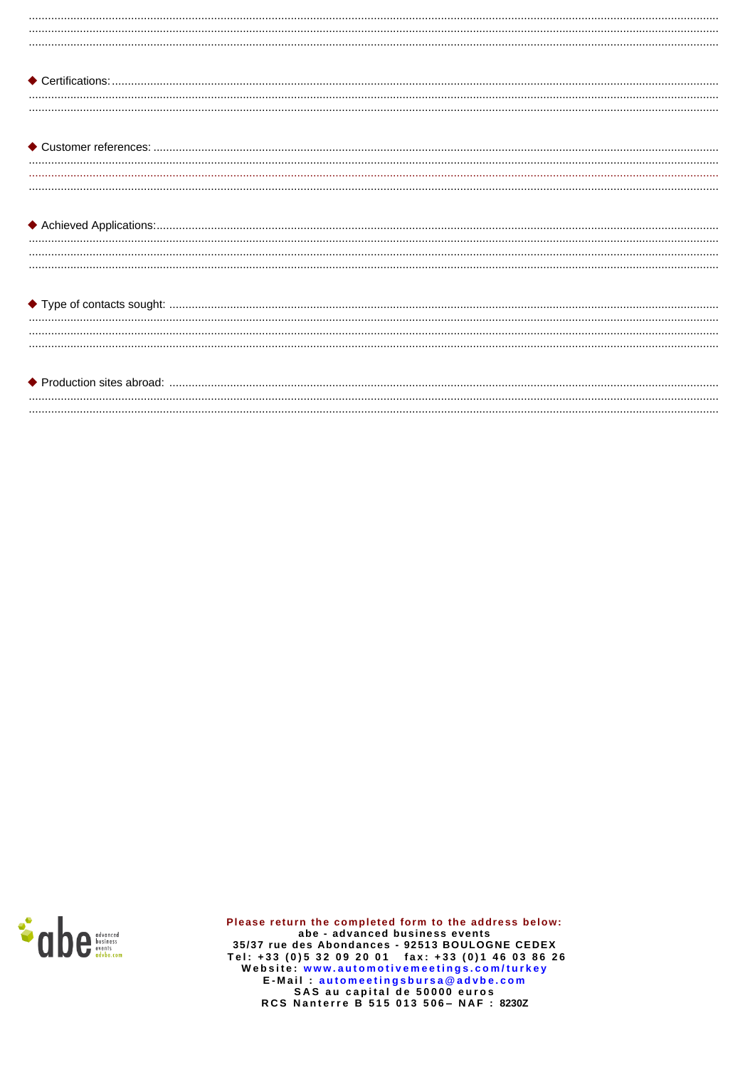◆ Certifications:

◆ Customer references:

◆ Achieved Applications:

◆ Type of contacts sought:

◆ Production sites abroad:

**Please return the completed form to the address below:**
**abe - advanced business events**
**35/37 rue des Abondances - 92513 BOULOGNE CEDEX**
**Tel: +33 (0)5 32 09 20 01 fax: +33 (0)1 46 03 86 26**
**Website: www.automotivemeetings.com/turkey**
**E-Mail : automeetingsbursa@advbe.com**
**SAS au capital de 50000 euros**
**RCS Nanterre B 515 013 506– NAF : 8230Z**